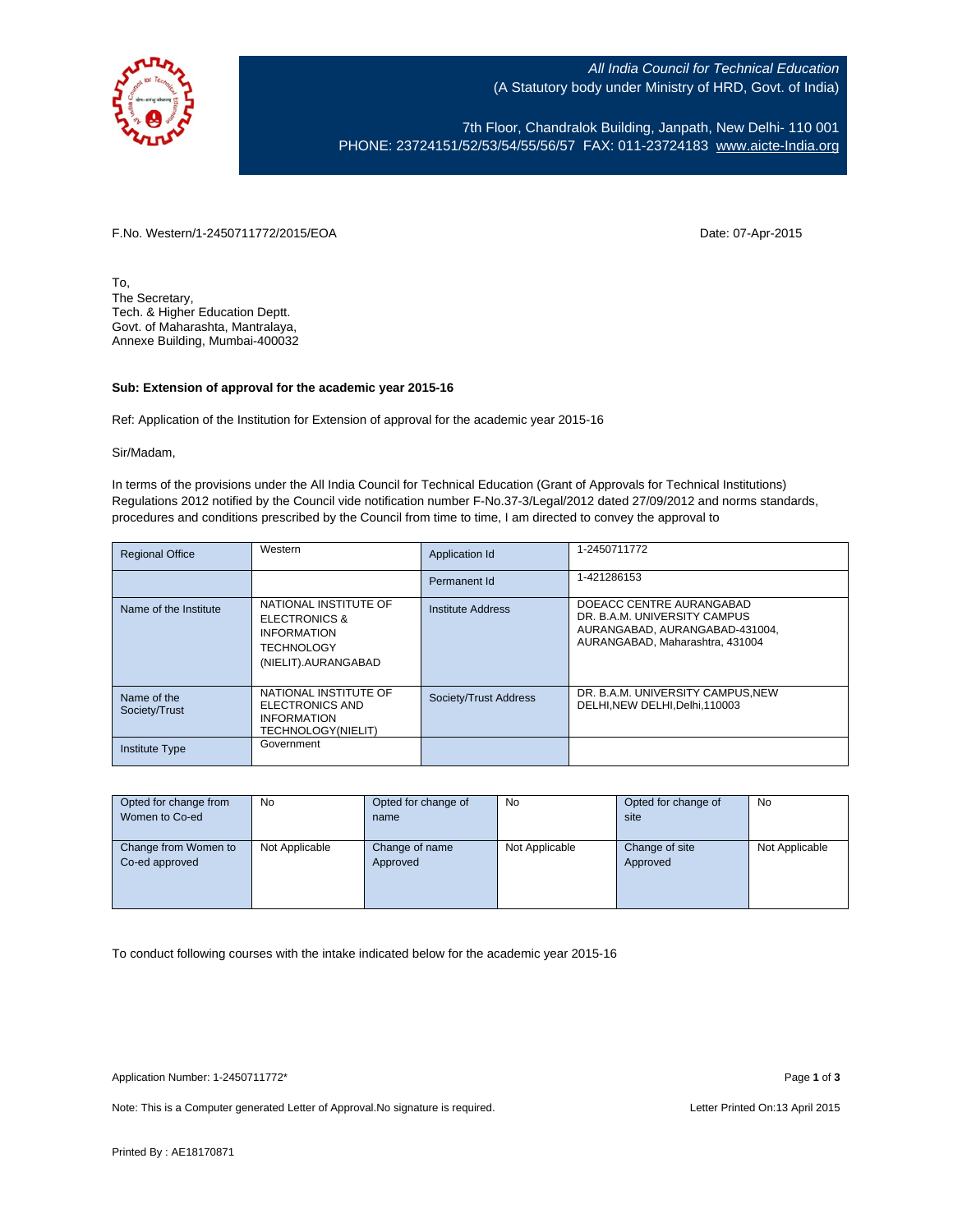*All India Council for Technical Education*
(A Statutory body under Ministry of HRD, Govt. of India)

7th Floor, Chandralok Building, Janpath, New Delhi- 110 001
PHONE: 23724151/52/53/54/55/56/57 FAX: 011-23724183 www.aicte-India.org

F.No. Western/1-2450711772/2015/EOA

Date: 07-Apr-2015

To,
The Secretary,
Tech. & Higher Education Deptt.
Govt. of Maharashta, Mantralaya,
Annexe Building, Mumbai-400032

**Sub: Extension of approval for the academic year 2015-16**

Ref: Application of the Institution for Extension of approval for the academic year 2015-16

Sir/Madam,

In terms of the provisions under the All India Council for Technical Education (Grant of Approvals for Technical Institutions) Regulations 2012 notified by the Council vide notification number F-No.37-3/Legal/2012 dated 27/09/2012 and norms standards, procedures and conditions prescribed by the Council from time to time, I am directed to convey the approval to

| Regional Office | Western | Application Id | 1-2450711772 |
|---|---|---|---|
| | | Permanent Id | 1-421286153 |
| Name of the Institute | NATIONAL INSTITUTE OF ELECTRONICS & INFORMATION TECHNOLOGY (NIELIT).AURANGABAD | Institute Address | DOEACC CENTRE AURANGABAD DR. B.A.M. UNIVERSITY CAMPUS AURANGABAD, AURANGABAD-431004, AURANGABAD, Maharashtra, 431004 |
| Name of the Society/Trust | NATIONAL INSTITUTE OF ELECTRONICS AND INFORMATION TECHNOLOGY(NIELIT) | Society/Trust Address | DR. B.A.M. UNIVERSITY CAMPUS,NEW DELHI,NEW DELHI,Delhi,110003 |
| Institute Type | Government | | |

| Opted for change from Women to Co-ed | No | Opted for change of name | No | Opted for change of site | No |
|---|---|---|---|---|---|
| Change from Women to Co-ed approved | Not Applicable | Change of name Approved | Not Applicable | Change of site Approved | Not Applicable |

To conduct following courses with the intake indicated below for the academic year 2015-16

Application Number: 1-2450711772*

Note: This is a Computer generated Letter of Approval.No signature is required.

Letter Printed On:13 April 2015

Printed By : AE18170871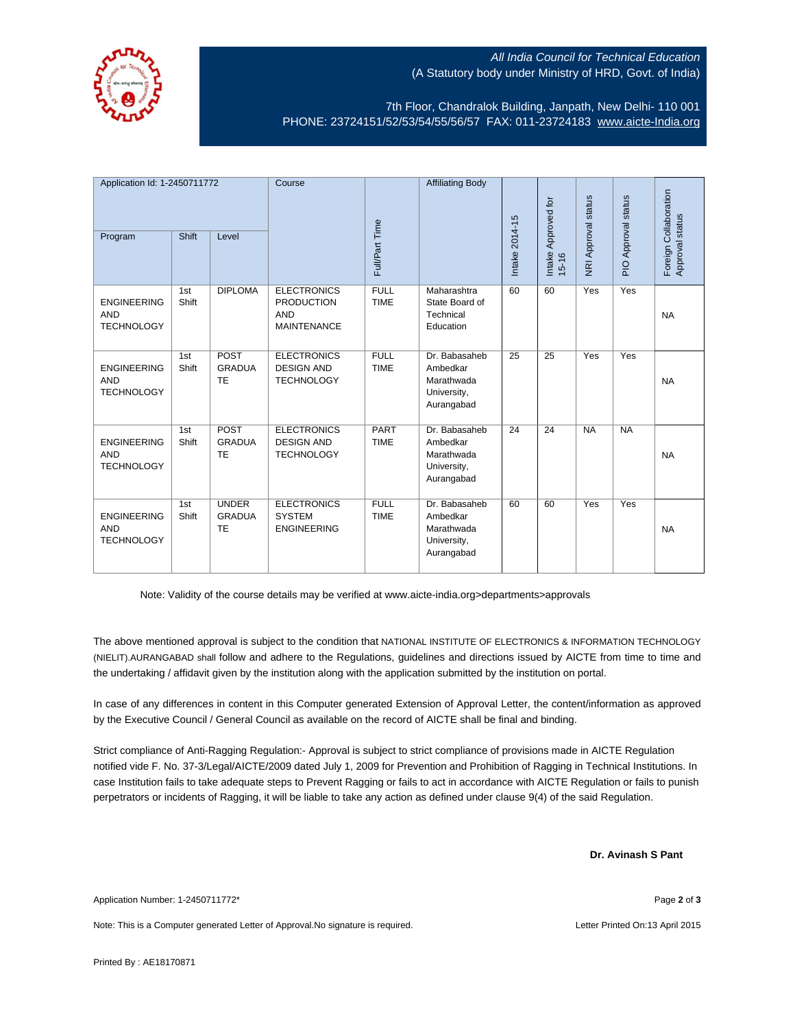All India Council for Technical Education
(A Statutory body under Ministry of HRD, Govt. of India)

7th Floor, Chandralok Building, Janpath, New Delhi- 110 001
PHONE: 23724151/52/53/54/55/56/57 FAX: 011-23724183 www.aicte-India.org

| Application Id: 1-2450711772 | | | Course | Full/Part Time | Affiliating Body | Intake 2014-15 | Intake Approved for 15-16 | NRI Approval status | PIO Approval status | Foreign Collaboration Approval status |
|---|---|---|---|---|---|---|---|---|---|---|
| Program | Shift | Level | | | | | | | | |
| ENGINEERING AND TECHNOLOGY | 1st Shift | DIPLOMA | ELECTRONICS PRODUCTION AND MAINTENANCE | FULL TIME | Maharashtra State Board of Technical Education | 60 | 60 | Yes | Yes | NA |
| ENGINEERING AND TECHNOLOGY | 1st Shift | POST GRADUATE | ELECTRONICS DESIGN AND TECHNOLOGY | FULL TIME | Dr. Babasaheb Ambedkar Marathwada University, Aurangabad | 25 | 25 | Yes | Yes | NA |
| ENGINEERING AND TECHNOLOGY | 1st Shift | POST GRADUATE | ELECTRONICS DESIGN AND TECHNOLOGY | PART TIME | Dr. Babasaheb Ambedkar Marathwada University, Aurangabad | 24 | 24 | NA | NA | NA |
| ENGINEERING AND TECHNOLOGY | 1st Shift | UNDER GRADUATE | ELECTRONICS SYSTEM ENGINEERING | FULL TIME | Dr. Babasaheb Ambedkar Marathwada University, Aurangabad | 60 | 60 | Yes | Yes | NA |

Note: Validity of the course details may be verified at www.aicte-india.org>departments>approvals

The above mentioned approval is subject to the condition that NATIONAL INSTITUTE OF ELECTRONICS & INFORMATION TECHNOLOGY (NIELIT).AURANGABAD shall follow and adhere to the Regulations, guidelines and directions issued by AICTE from time to time and the undertaking / affidavit given by the institution along with the application submitted by the institution on portal.

In case of any differences in content in this Computer generated Extension of Approval Letter, the content/information as approved by the Executive Council / General Council as available on the record of AICTE shall be final and binding.

Strict compliance of Anti-Ragging Regulation:- Approval is subject to strict compliance of provisions made in AICTE Regulation notified vide F. No. 37-3/Legal/AICTE/2009 dated July 1, 2009 for Prevention and Prohibition of Ragging in Technical Institutions. In case Institution fails to take adequate steps to Prevent Ragging or fails to act in accordance with AICTE Regulation or fails to punish perpetrators or incidents of Ragging, it will be liable to take any action as defined under clause 9(4) of the said Regulation.

**Dr. Avinash S Pant**

Application Number: 1-2450711772*

Note: This is a Computer generated Letter of Approval.No signature is required.

Letter Printed On:13 April 2015

Printed By : AE18170871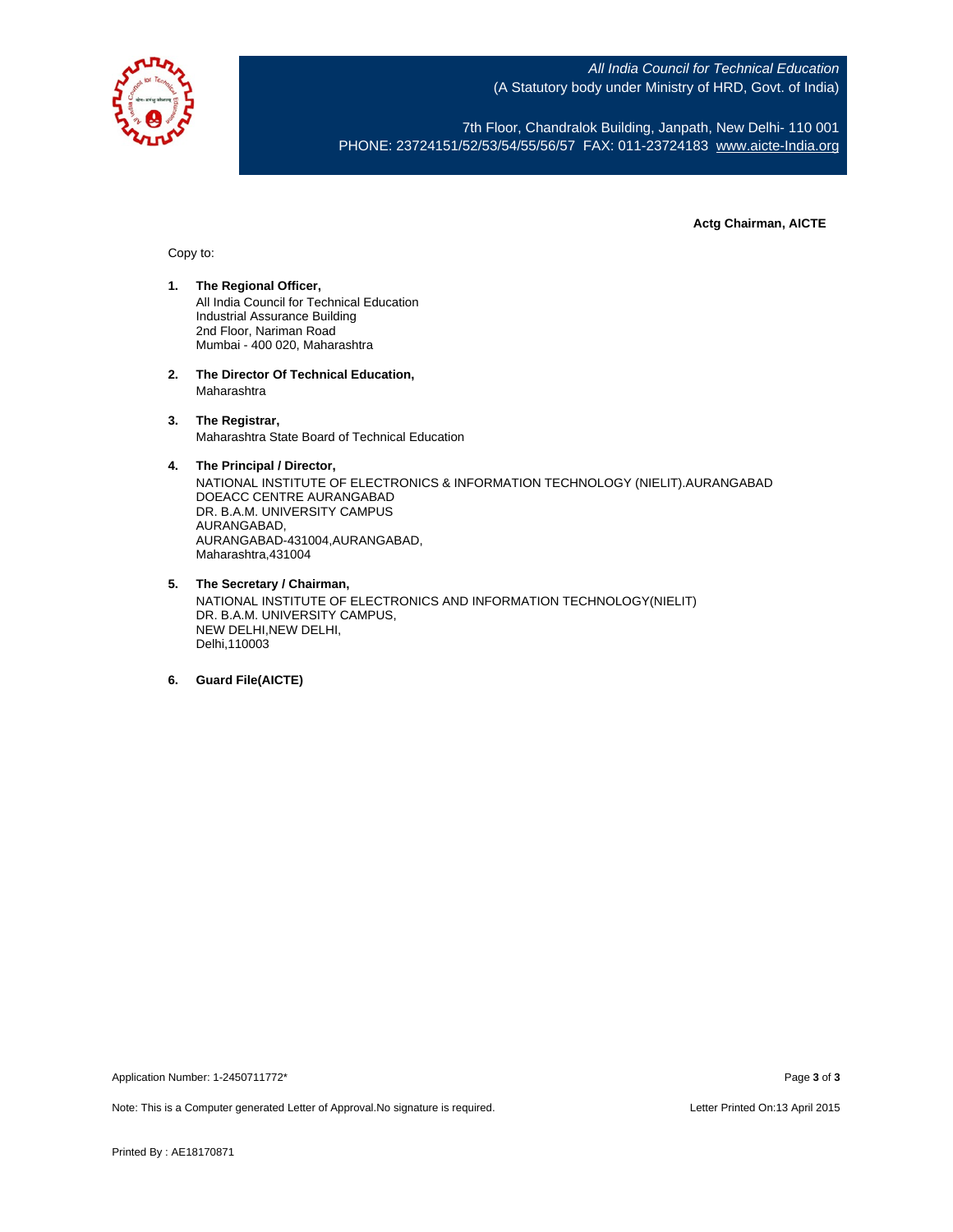*All India Council for Technical Education*
(A Statutory body under Ministry of HRD, Govt. of India)

7th Floor, Chandralok Building, Janpath, New Delhi- 110 001
PHONE: 23724151/52/53/54/55/56/57 FAX: 011-23724183 www.aicte-India.org

**Actg Chairman, AICTE**

Copy to:

1. **The Regional Officer,**
   All India Council for Technical Education
   Industrial Assurance Building
   2nd Floor, Nariman Road
   Mumbai - 400 020, Maharashtra

2. **The Director Of Technical Education,**
   Maharashtra

3. **The Registrar,**
   Maharashtra State Board of Technical Education

4. **The Principal / Director,**
   NATIONAL INSTITUTE OF ELECTRONICS & INFORMATION TECHNOLOGY (NIELIT).AURANGABAD
   DOEACC CENTRE AURANGABAD
   DR. B.A.M. UNIVERSITY CAMPUS
   AURANGABAD,
   AURANGABAD-431004,AURANGABAD,
   Maharashtra,431004

5. **The Secretary / Chairman,**
   NATIONAL INSTITUTE OF ELECTRONICS AND INFORMATION TECHNOLOGY(NIELIT)
   DR. B.A.M. UNIVERSITY CAMPUS,
   NEW DELHI,NEW DELHI,
   Delhi,110003

6. **Guard File(AICTE)**

Application Number: 1-2450711772*

Note: This is a Computer generated Letter of Approval.No signature is required.

Letter Printed On:13 April 2015

Printed By : AE18170871